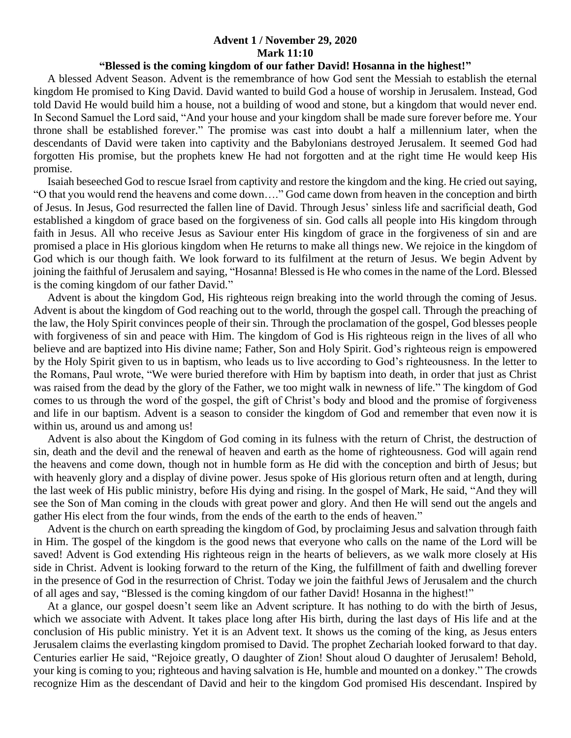**Advent 1 / November 29, 2020**
**Mark 11:10**
**"Blessed is the coming kingdom of our father David! Hosanna in the highest!"**

A blessed Advent Season. Advent is the remembrance of how God sent the Messiah to establish the eternal kingdom He promised to King David. David wanted to build God a house of worship in Jerusalem. Instead, God told David He would build him a house, not a building of wood and stone, but a kingdom that would never end. In Second Samuel the Lord said, "And your house and your kingdom shall be made sure forever before me. Your throne shall be established forever." The promise was cast into doubt a half a millennium later, when the descendants of David were taken into captivity and the Babylonians destroyed Jerusalem. It seemed God had forgotten His promise, but the prophets knew He had not forgotten and at the right time He would keep His promise.

Isaiah beseeched God to rescue Israel from captivity and restore the kingdom and the king. He cried out saying, "O that you would rend the heavens and come down…." God came down from heaven in the conception and birth of Jesus. In Jesus, God resurrected the fallen line of David. Through Jesus' sinless life and sacrificial death, God established a kingdom of grace based on the forgiveness of sin. God calls all people into His kingdom through faith in Jesus. All who receive Jesus as Saviour enter His kingdom of grace in the forgiveness of sin and are promised a place in His glorious kingdom when He returns to make all things new. We rejoice in the kingdom of God which is our though faith. We look forward to its fulfilment at the return of Jesus. We begin Advent by joining the faithful of Jerusalem and saying, "Hosanna! Blessed is He who comes in the name of the Lord. Blessed is the coming kingdom of our father David."

Advent is about the kingdom God, His righteous reign breaking into the world through the coming of Jesus. Advent is about the kingdom of God reaching out to the world, through the gospel call. Through the preaching of the law, the Holy Spirit convinces people of their sin. Through the proclamation of the gospel, God blesses people with forgiveness of sin and peace with Him. The kingdom of God is His righteous reign in the lives of all who believe and are baptized into His divine name; Father, Son and Holy Spirit. God's righteous reign is empowered by the Holy Spirit given to us in baptism, who leads us to live according to God's righteousness. In the letter to the Romans, Paul wrote, "We were buried therefore with Him by baptism into death, in order that just as Christ was raised from the dead by the glory of the Father, we too might walk in newness of life." The kingdom of God comes to us through the word of the gospel, the gift of Christ's body and blood and the promise of forgiveness and life in our baptism. Advent is a season to consider the kingdom of God and remember that even now it is within us, around us and among us!

Advent is also about the Kingdom of God coming in its fulness with the return of Christ, the destruction of sin, death and the devil and the renewal of heaven and earth as the home of righteousness. God will again rend the heavens and come down, though not in humble form as He did with the conception and birth of Jesus; but with heavenly glory and a display of divine power. Jesus spoke of His glorious return often and at length, during the last week of His public ministry, before His dying and rising. In the gospel of Mark, He said, "And they will see the Son of Man coming in the clouds with great power and glory. And then He will send out the angels and gather His elect from the four winds, from the ends of the earth to the ends of heaven."

Advent is the church on earth spreading the kingdom of God, by proclaiming Jesus and salvation through faith in Him. The gospel of the kingdom is the good news that everyone who calls on the name of the Lord will be saved! Advent is God extending His righteous reign in the hearts of believers, as we walk more closely at His side in Christ. Advent is looking forward to the return of the King, the fulfillment of faith and dwelling forever in the presence of God in the resurrection of Christ. Today we join the faithful Jews of Jerusalem and the church of all ages and say, "Blessed is the coming kingdom of our father David! Hosanna in the highest!"

At a glance, our gospel doesn't seem like an Advent scripture. It has nothing to do with the birth of Jesus, which we associate with Advent. It takes place long after His birth, during the last days of His life and at the conclusion of His public ministry. Yet it is an Advent text. It shows us the coming of the king, as Jesus enters Jerusalem claims the everlasting kingdom promised to David. The prophet Zechariah looked forward to that day. Centuries earlier He said, "Rejoice greatly, O daughter of Zion! Shout aloud O daughter of Jerusalem! Behold, your king is coming to you; righteous and having salvation is He, humble and mounted on a donkey." The crowds recognize Him as the descendant of David and heir to the kingdom God promised His descendant. Inspired by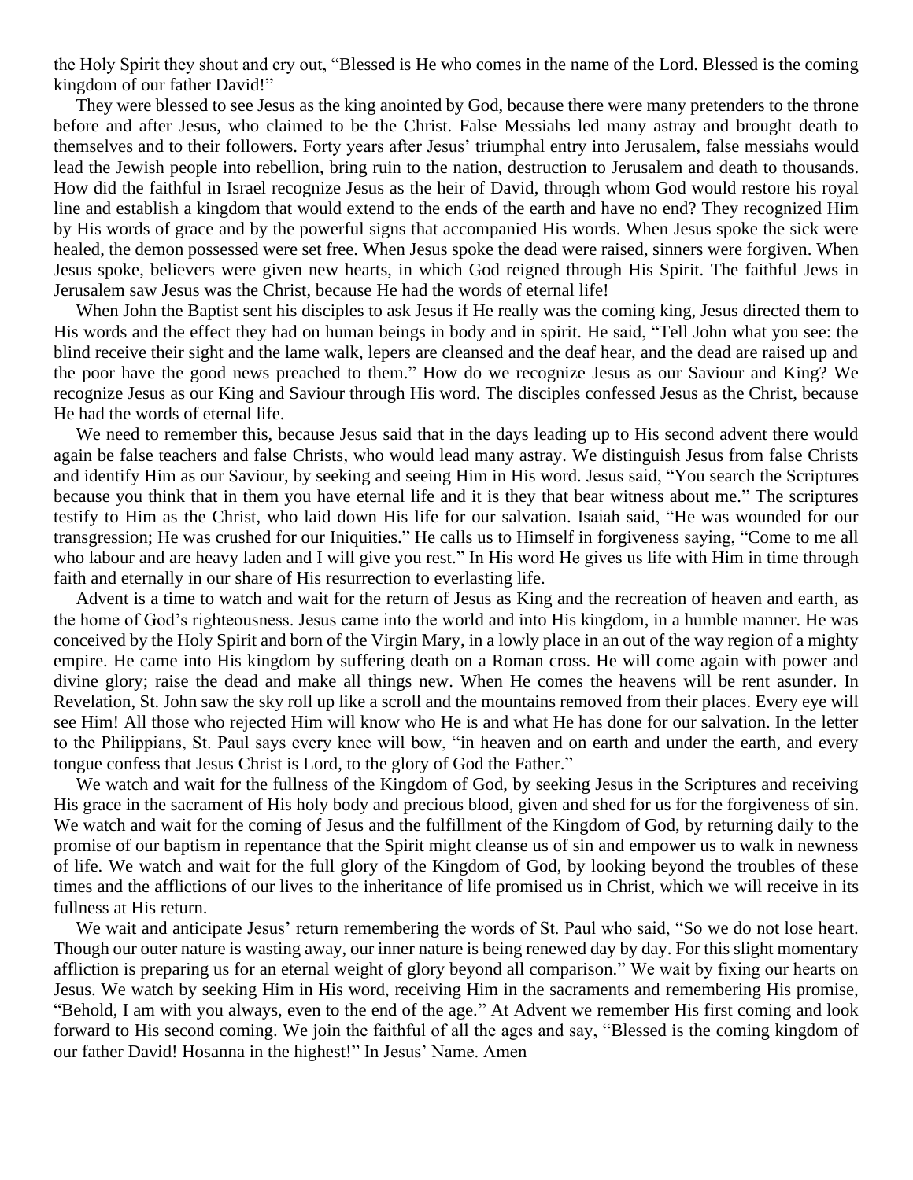the Holy Spirit they shout and cry out, “Blessed is He who comes in the name of the Lord. Blessed is the coming kingdom of our father David!”

They were blessed to see Jesus as the king anointed by God, because there were many pretenders to the throne before and after Jesus, who claimed to be the Christ. False Messiahs led many astray and brought death to themselves and to their followers. Forty years after Jesus’ triumphal entry into Jerusalem, false messiahs would lead the Jewish people into rebellion, bring ruin to the nation, destruction to Jerusalem and death to thousands. How did the faithful in Israel recognize Jesus as the heir of David, through whom God would restore his royal line and establish a kingdom that would extend to the ends of the earth and have no end? They recognized Him by His words of grace and by the powerful signs that accompanied His words. When Jesus spoke the sick were healed, the demon possessed were set free. When Jesus spoke the dead were raised, sinners were forgiven. When Jesus spoke, believers were given new hearts, in which God reigned through His Spirit. The faithful Jews in Jerusalem saw Jesus was the Christ, because He had the words of eternal life!

When John the Baptist sent his disciples to ask Jesus if He really was the coming king, Jesus directed them to His words and the effect they had on human beings in body and in spirit. He said, “Tell John what you see: the blind receive their sight and the lame walk, lepers are cleansed and the deaf hear, and the dead are raised up and the poor have the good news preached to them.” How do we recognize Jesus as our Saviour and King? We recognize Jesus as our King and Saviour through His word. The disciples confessed Jesus as the Christ, because He had the words of eternal life.

We need to remember this, because Jesus said that in the days leading up to His second advent there would again be false teachers and false Christs, who would lead many astray. We distinguish Jesus from false Christs and identify Him as our Saviour, by seeking and seeing Him in His word. Jesus said, “You search the Scriptures because you think that in them you have eternal life and it is they that bear witness about me.” The scriptures testify to Him as the Christ, who laid down His life for our salvation. Isaiah said, “He was wounded for our transgression; He was crushed for our Iniquities.” He calls us to Himself in forgiveness saying, “Come to me all who labour and are heavy laden and I will give you rest.” In His word He gives us life with Him in time through faith and eternally in our share of His resurrection to everlasting life.

Advent is a time to watch and wait for the return of Jesus as King and the recreation of heaven and earth, as the home of God’s righteousness. Jesus came into the world and into His kingdom, in a humble manner. He was conceived by the Holy Spirit and born of the Virgin Mary, in a lowly place in an out of the way region of a mighty empire. He came into His kingdom by suffering death on a Roman cross. He will come again with power and divine glory; raise the dead and make all things new. When He comes the heavens will be rent asunder. In Revelation, St. John saw the sky roll up like a scroll and the mountains removed from their places. Every eye will see Him! All those who rejected Him will know who He is and what He has done for our salvation. In the letter to the Philippians, St. Paul says every knee will bow, “in heaven and on earth and under the earth, and every tongue confess that Jesus Christ is Lord, to the glory of God the Father.”

We watch and wait for the fullness of the Kingdom of God, by seeking Jesus in the Scriptures and receiving His grace in the sacrament of His holy body and precious blood, given and shed for us for the forgiveness of sin. We watch and wait for the coming of Jesus and the fulfillment of the Kingdom of God, by returning daily to the promise of our baptism in repentance that the Spirit might cleanse us of sin and empower us to walk in newness of life. We watch and wait for the full glory of the Kingdom of God, by looking beyond the troubles of these times and the afflictions of our lives to the inheritance of life promised us in Christ, which we will receive in its fullness at His return.

We wait and anticipate Jesus’ return remembering the words of St. Paul who said, “So we do not lose heart. Though our outer nature is wasting away, our inner nature is being renewed day by day. For this slight momentary affliction is preparing us for an eternal weight of glory beyond all comparison.” We wait by fixing our hearts on Jesus. We watch by seeking Him in His word, receiving Him in the sacraments and remembering His promise, “Behold, I am with you always, even to the end of the age.” At Advent we remember His first coming and look forward to His second coming. We join the faithful of all the ages and say, “Blessed is the coming kingdom of our father David! Hosanna in the highest!” In Jesus’ Name. Amen